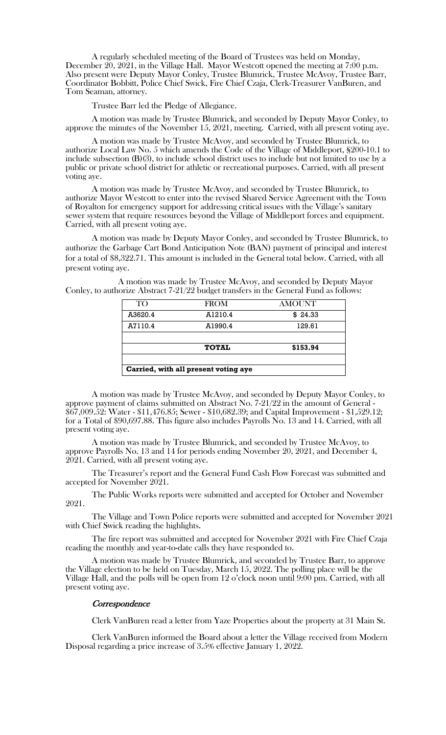A regularly scheduled meeting of the Board of Trustees was held on Monday, December 20, 2021, in the Village Hall. Mayor Westcott opened the meeting at 7:00 p.m. Also present were Deputy Mayor Conley, Trustee Blumrick, Trustee McAvoy, Trustee Barr, Coordinator Bobbitt, Police Chief Swick, Fire Chief Czaja, Clerk-Treasurer VanBuren, and Tom Seaman, attorney.

Trustee Barr led the Pledge of Allegiance.

A motion was made by Trustee Blumrick, and seconded by Deputy Mayor Conley, to approve the minutes of the November 15, 2021, meeting. Carried, with all present voting aye.

A motion was made by Trustee McAvoy, and seconded by Trustee Blumrick, to authorize Local Law No. 5 which amends the Code of the Village of Middleport, §200-10.1 to include subsection (B)(3), to include school district uses to include but not limited to use by a public or private school district for athletic or recreational purposes. Carried, with all present voting aye.

A motion was made by Trustee McAvoy, and seconded by Trustee Blumrick, to authorize Mayor Westcott to enter into the revised Shared Service Agreement with the Town of Royalton for emergency support for addressing critical issues with the Village's sanitary sewer system that require resources beyond the Village of Middleport forces and equipment. Carried, with all present voting aye.

A motion was made by Deputy Mayor Conley, and seconded by Trustee Blumrick, to authorize the Garbage Cart Bond Anticipation Note (BAN) payment of principal and interest for a total of $8,322.71. This amount is included in the General total below. Carried, with all present voting aye.

A motion was made by Trustee McAvoy, and seconded by Deputy Mayor Conley, to authorize Abstract 7-21/22 budget transfers in the General Fund as follows:

| TO | FROM | AMOUNT |
|---|---|---|
| A3620.4 | A1210.4 | $ 24.33 |
| A7110.4 | A1990.4 | 129.61 |
| | | |
| | **TOTAL** | **$153.94** |
| | | |
| **Carried, with all present voting aye** | | |

A motion was made by Trustee McAvoy, and seconded by Deputy Mayor Conley, to approve payment of claims submitted on Abstract No. 7-21/22 in the amount of General - $67,009.52: Water - $11,476.85; Sewer - $10,682.39; and Capital Improvement - $1,529.12; for a Total of $90,697.88. This figure also includes Payrolls No. 13 and 14. Carried, with all present voting aye.

A motion was made by Trustee Blumrick, and seconded by Trustee McAvoy, to approve Payrolls No. 13 and 14 for periods ending November 20, 2021, and December 4, 2021. Carried, with all present voting aye.

The Treasurer's report and the General Fund Cash Flow Forecast was submitted and accepted for November 2021.

The Public Works reports were submitted and accepted for October and November 2021.

The Village and Town Police reports were submitted and accepted for November 2021 with Chief Swick reading the highlights.

The fire report was submitted and accepted for November 2021 with Fire Chief Czaja reading the monthly and year-to-date calls they have responded to.

A motion was made by Trustee Blumrick, and seconded by Trustee Barr, to approve the Village election to be held on Tuesday, March 15, 2022. The polling place will be the Village Hall, and the polls will be open from 12 o'clock noon until 9:00 pm. Carried, with all present voting aye.

### *Correspondence*

Clerk VanBuren read a letter from Yaze Properties about the property at 31 Main St.

Clerk VanBuren informed the Board about a letter the Village received from Modern Disposal regarding a price increase of 3.5% effective January 1, 2022.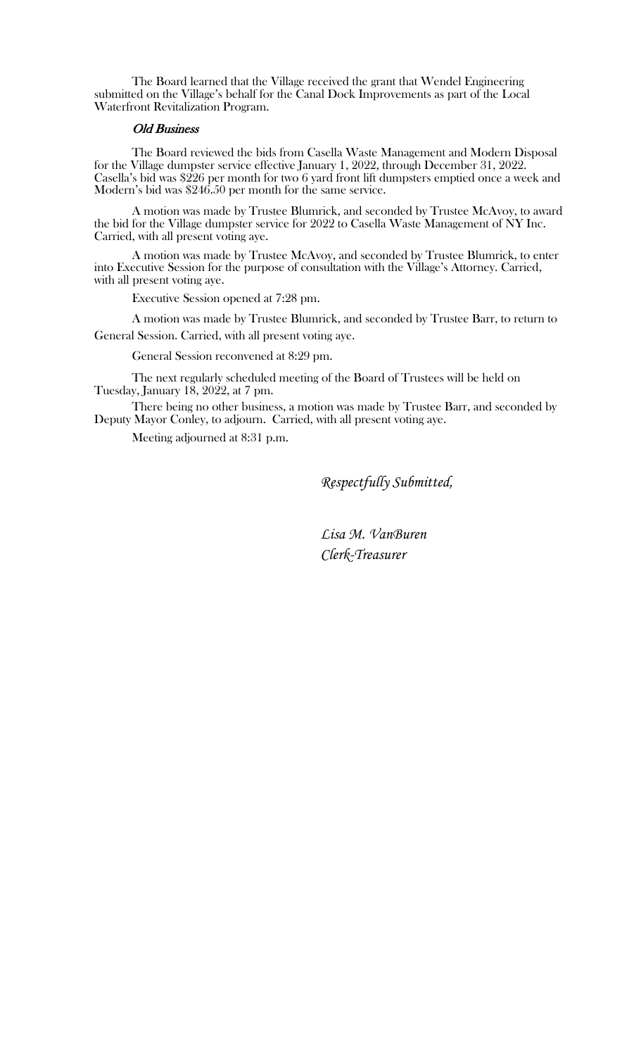The Board learned that the Village received the grant that Wendel Engineering submitted on the Village's behalf for the Canal Dock Improvements as part of the Local Waterfront Revitalization Program.

*Old Business*

The Board reviewed the bids from Casella Waste Management and Modern Disposal for the Village dumpster service effective January 1, 2022, through December 31, 2022. Casella's bid was $226 per month for two 6 yard front lift dumpsters emptied once a week and Modern's bid was $246.50 per month for the same service.

A motion was made by Trustee Blumrick, and seconded by Trustee McAvoy, to award the bid for the Village dumpster service for 2022 to Casella Waste Management of NY Inc. Carried, with all present voting aye.

A motion was made by Trustee McAvoy, and seconded by Trustee Blumrick, to enter into Executive Session for the purpose of consultation with the Village's Attorney. Carried, with all present voting aye.

Executive Session opened at 7:28 pm.

A motion was made by Trustee Blumrick, and seconded by Trustee Barr, to return to General Session. Carried, with all present voting aye.

General Session reconvened at 8:29 pm.

The next regularly scheduled meeting of the Board of Trustees will be held on Tuesday, January 18, 2022, at 7 pm.

There being no other business, a motion was made by Trustee Barr, and seconded by Deputy Mayor Conley, to adjourn. Carried, with all present voting aye.

Meeting adjourned at 8:31 p.m.

*Respectfully Submitted,*

*Lisa M. VanBuren*
*Clerk-Treasurer*